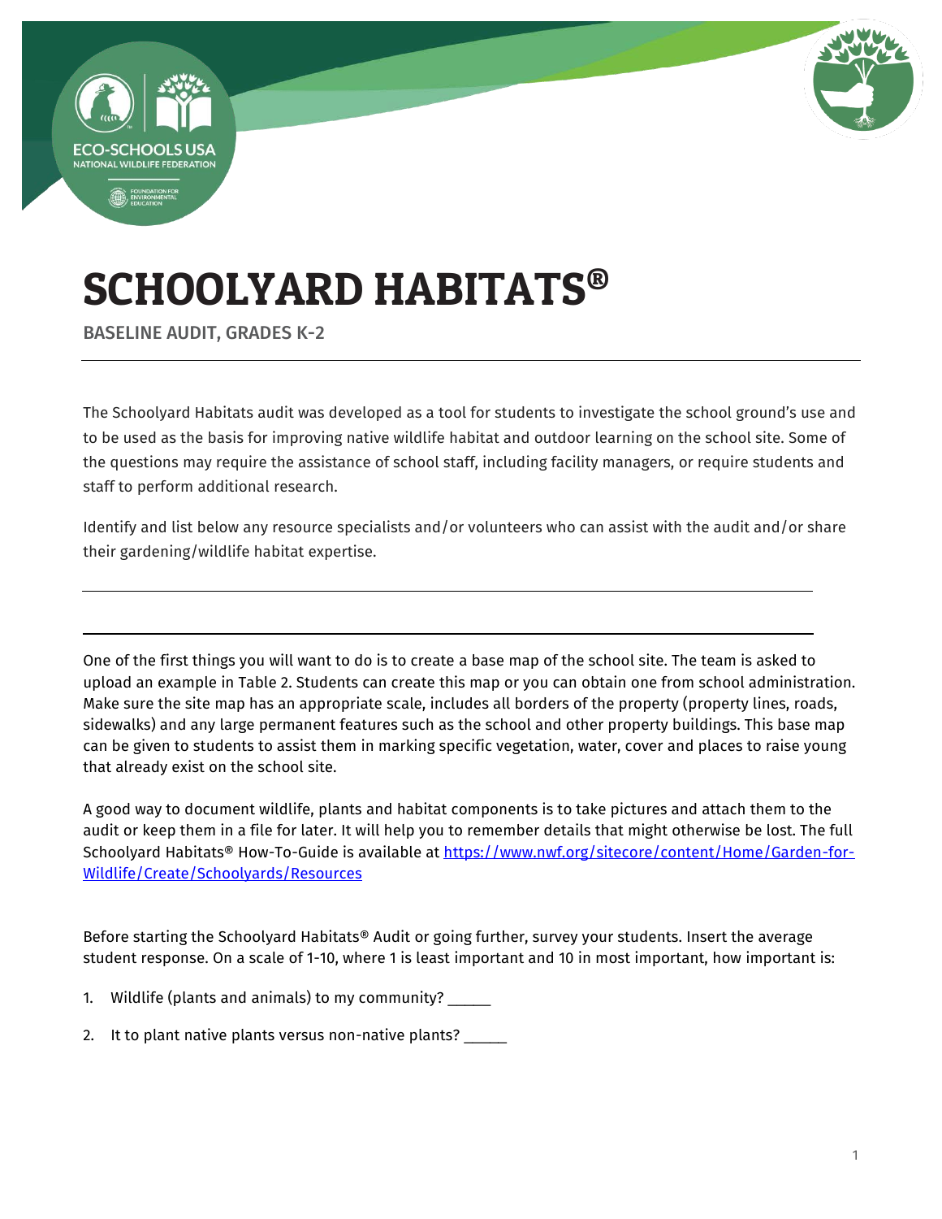# SCHOOLYARD HABITATS®

BASELINE AUDIT, GRADES K-2

The Schoolyard Habitats audit was developed as a tool for students to investigate the school ground's use and to be used as the basis for improving native wildlife habitat and outdoor learning on the school site. Some of the questions may require the assistance of school staff, including facility managers, or require students and staff to perform additional research.

Identify and list below any resource specialists and/or volunteers who can assist with the audit and/or share their gardening/wildlife habitat expertise.

______________________________________________________________________________

______________________________________________________________________________

One of the first things you will want to do is to create a base map of the school site. The team is asked to upload an example in Table 2. Students can create this map or you can obtain one from school administration. Make sure the site map has an appropriate scale, includes all borders of the property (property lines, roads, sidewalks) and any large permanent features such as the school and other property buildings. This base map can be given to students to assist them in marking specific vegetation, water, cover and places to raise young that already exist on the school site.

A good way to document wildlife, plants and habitat components is to take pictures and attach them to the audit or keep them in a file for later. It will help you to remember details that might otherwise be lost. The full Schoolyard Habitats® How-To-Guide is available at https://www.nwf.org/sitecore/content/Home/Garden-for-Wildlife/Create/Schoolyards/Resources

Before starting the Schoolyard Habitats® Audit or going further, survey your students. Insert the average student response. On a scale of 1-10, where 1 is least important and 10 in most important, how important is:

1. Wildlife (plants and animals) to my community? _____
2. It to plant native plants versus non-native plants? _____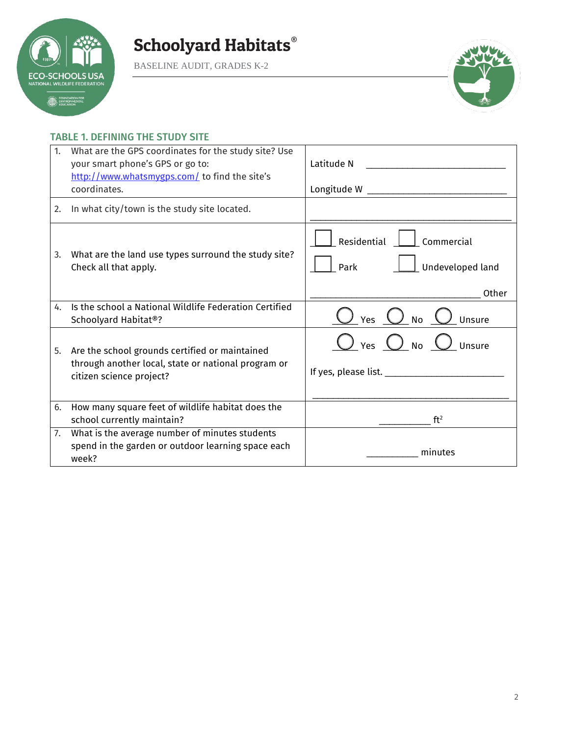# Schoolyard Habitats®

BASELINE AUDIT, GRADES K-2

## TABLE 1. DEFINING THE STUDY SITE

| | |
|---|---|
| 1. What are the GPS coordinates for the study site? Use your smart phone's GPS or go to: http://www.whatsmygps.com/ to find the site's coordinates. | Latitude N ____________________________ <br> Longitude W ____________________________ |
| 2. In what city/town is the study site located. | ____________________________________________ |
| 3. What are the land use types surround the study site? Check all that apply. | ☐ Residential ☐ Commercial <br> ☐ Park ☐ Undeveloped land <br> ____________________________________ Other |
| 4. Is the school a National Wildlife Federation Certified Schoolyard Habitat®? | ◯ Yes ◯ No ◯ Unsure |
| 5. Are the school grounds certified or maintained through another local, state or national program or citizen science project? | ◯ Yes ◯ No ◯ Unsure <br> If yes, please list. __________________________ <br> ____________________________________________ |
| 6. How many square feet of wildlife habitat does the school currently maintain? | ___________ $ft^2$ |
| 7. What is the average number of minutes students spend in the garden or outdoor learning space each week? | ___________ minutes |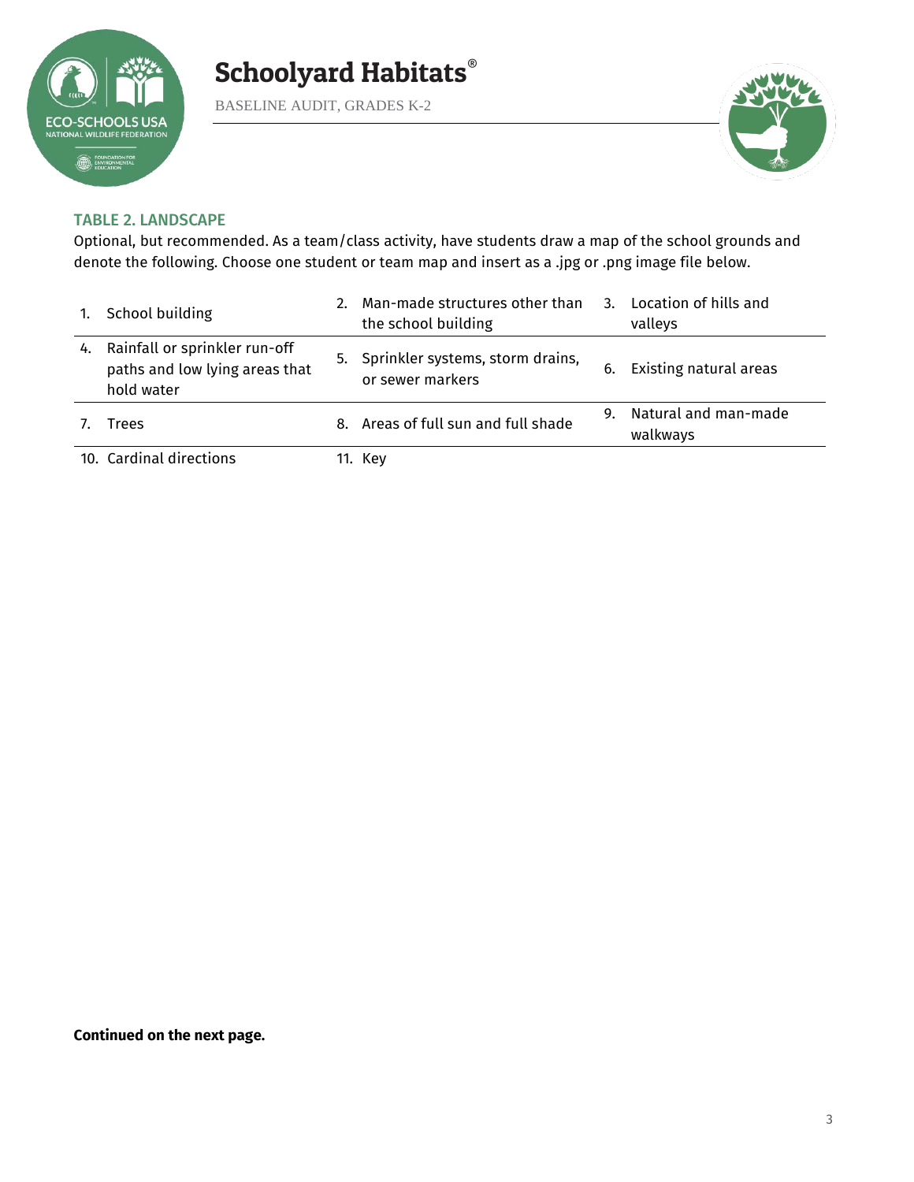### TABLE 2. LANDSCAPE

Optional, but recommended. As a team/class activity, have students draw a map of the school grounds and denote the following. Choose one student or team map and insert as a .jpg or .png image file below.

| | | |
|---|---|---|
| 1. School building | 2. Man-made structures other than the school building | 3. Location of hills and valleys |
| 4. Rainfall or sprinkler run-off paths and low lying areas that hold water | 5. Sprinkler systems, storm drains, or sewer markers | 6. Existing natural areas |
| 7. Trees | 8. Areas of full sun and full shade | 9. Natural and man-made walkways |
| 10. Cardinal directions | 11. Key | |

**Continued on the next page.**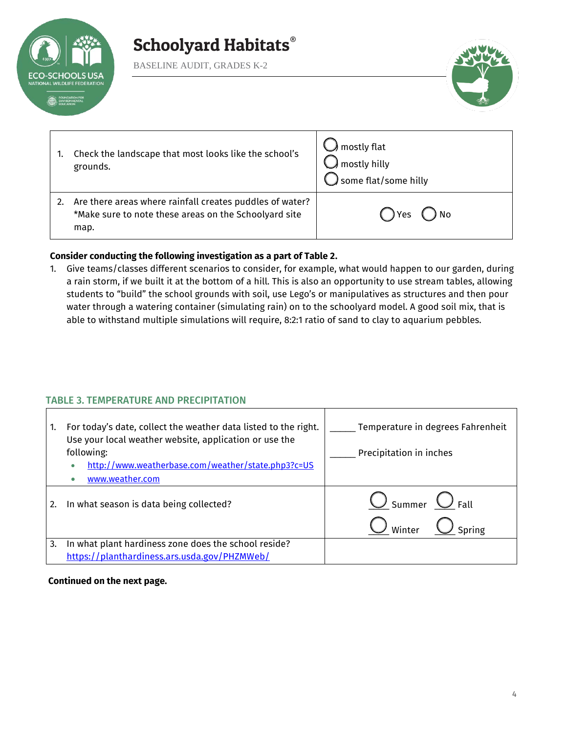| | |
|---|---|
| 1. Check the landscape that most looks like the school's grounds. | ◯ mostly flat<br>◯ mostly hilly<br>◯ some flat/some hilly |
| 2. Are there areas where rainfall creates puddles of water? *Make sure to note these areas on the Schoolyard site map. | ◯ Yes ◯ No |

**Consider conducting the following investigation as a part of Table 2.**

1. Give teams/classes different scenarios to consider, for example, what would happen to our garden, during a rain storm, if we built it at the bottom of a hill. This is also an opportunity to use stream tables, allowing students to "build" the school grounds with soil, use Lego's or manipulatives as structures and then pour water through a watering container (simulating rain) on to the schoolyard model. A good soil mix, that is able to withstand multiple simulations will require, 8:2:1 ratio of sand to clay to aquarium pebbles.

## TABLE 3. TEMPERATURE AND PRECIPITATION

| | |
|---|---|
| 1. For today's date, collect the weather data listed to the right. Use your local weather website, application or use the following:<br>• http://www.weatherbase.com/weather/state.php3?c=US<br>• www.weather.com | _____ Temperature in degrees Fahrenheit<br><br>_____ Precipitation in inches |
| 2. In what season is data being collected? | ◯ Summer ◯ Fall<br>◯ Winter ◯ Spring |
| 3. In what plant hardiness zone does the school reside? https://planthardiness.ars.usda.gov/PHZMWeb/ | |

**Continued on the next page.**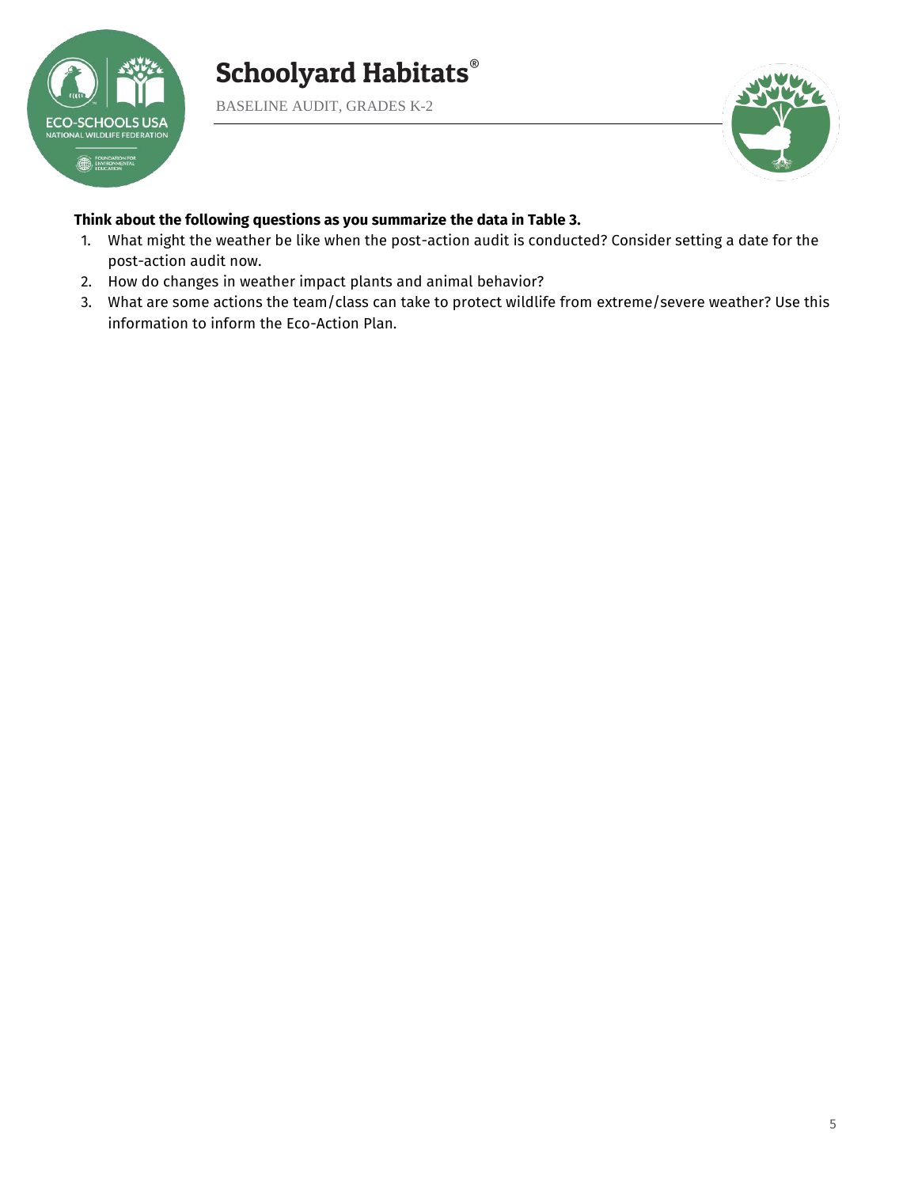**Think about the following questions as you summarize the data in Table 3.**

1. What might the weather be like when the post-action audit is conducted? Consider setting a date for the post-action audit now.
2. How do changes in weather impact plants and animal behavior?
3. What are some actions the team/class can take to protect wildlife from extreme/severe weather? Use this information to inform the Eco-Action Plan.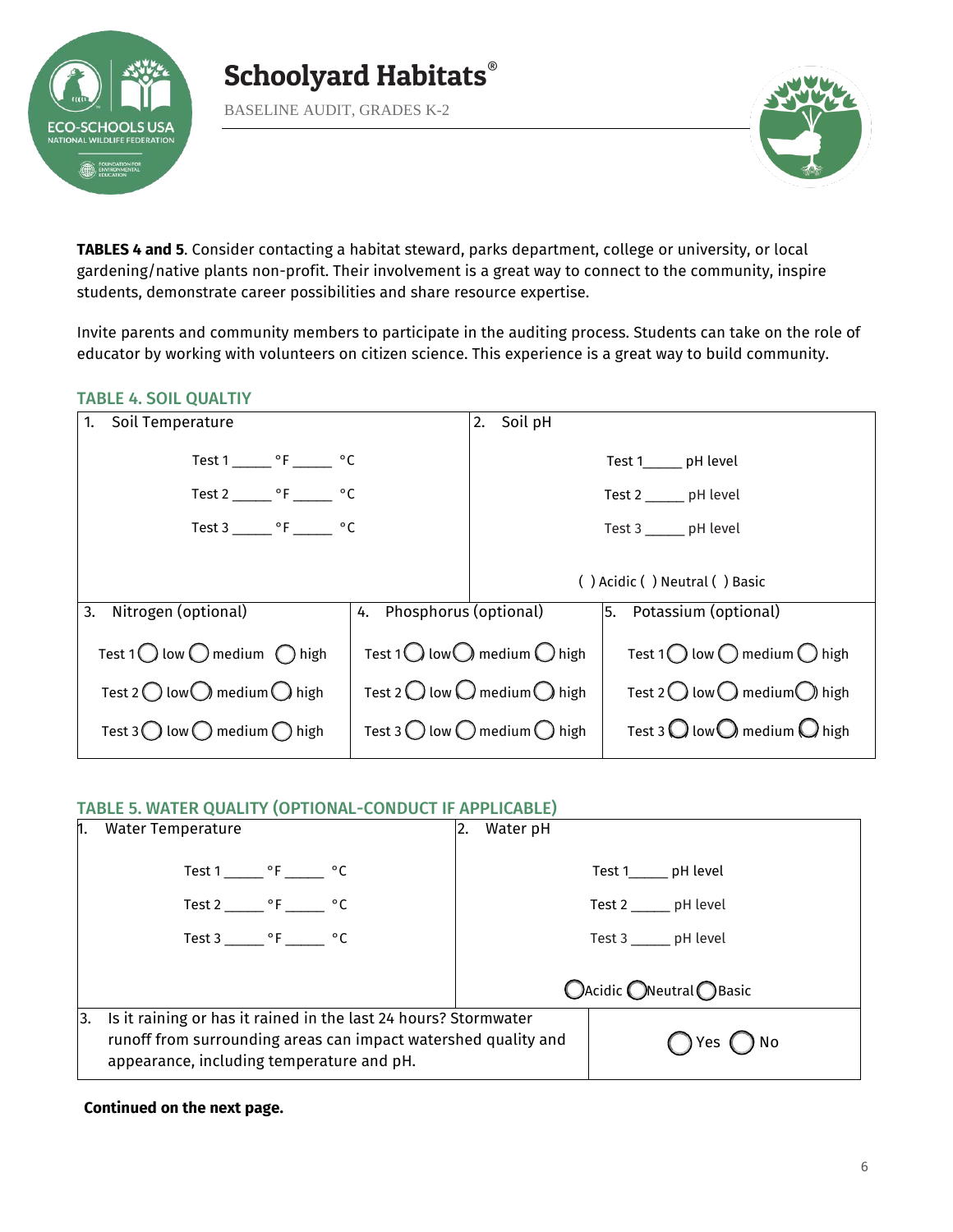**TABLES 4 and 5**. Consider contacting a habitat steward, parks department, college or university, or local gardening/native plants non-profit. Their involvement is a great way to connect to the community, inspire students, demonstrate career possibilities and share resource expertise.

Invite parents and community members to participate in the auditing process. Students can take on the role of educator by working with volunteers on citizen science. This experience is a great way to build community.

## TABLE 4. SOIL QUALTIY

| 1. Soil Temperature | | 2. Soil pH |
|---|---|---|
| Test 1 _____ °F _____ °C<br>Test 2 _____ °F _____ °C<br>Test 3 _____ °F _____ °C | | Test 1_____ pH level<br>Test 2 _____ pH level<br>Test 3 _____ pH level<br>( ) Acidic ( ) Neutral ( ) Basic |
| **3. Nitrogen (optional)** | **4. Phosphorus (optional)** | **5. Potassium (optional)** |
| Test 1 ◯ low ◯ medium ◯ high | Test 1 ◯ low ◯ medium ◯ high | Test 1 ◯ low ◯ medium ◯ high |
| Test 2 ◯ low ◯ medium ◯ high | Test 2 ◯ low ◯ medium ◯ high | Test 2 ◯ low ◯ medium ◯ high |
| Test 3 ◯ low ◯ medium ◯ high | Test 3 ◯ low ◯ medium ◯ high | Test 3 ◯ low ◯ medium ◯ high |

## TABLE 5. WATER QUALITY (OPTIONAL-CONDUCT IF APPLICABLE)

| 1. Water Temperature | 2. Water pH |
|---|---|
| Test 1 _____ °F _____ °C<br>Test 2 _____ °F _____ °C<br>Test 3 _____ °F _____ °C | Test 1_____ pH level<br>Test 2 _____ pH level<br>Test 3 _____ pH level<br>◯ Acidic ◯ Neutral ◯ Basic |
| 3. Is it raining or has it rained in the last 24 hours? Stormwater runoff from surrounding areas can impact watershed quality and appearance, including temperature and pH. | ◯ Yes ◯ No |

**Continued on the next page.**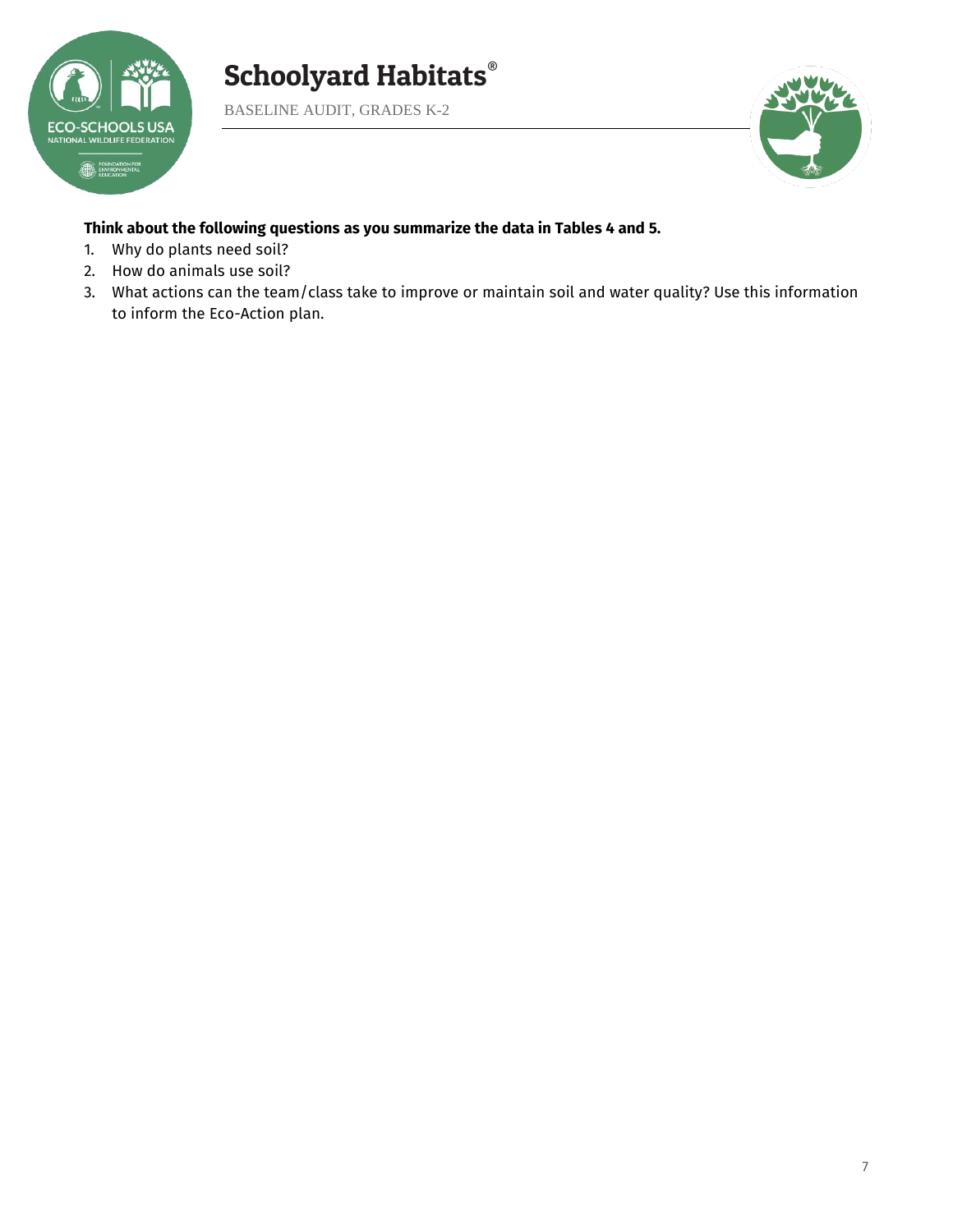**Think about the following questions as you summarize the data in Tables 4 and 5.**

1. Why do plants need soil?
2. How do animals use soil?
3. What actions can the team/class take to improve or maintain soil and water quality? Use this information to inform the Eco-Action plan.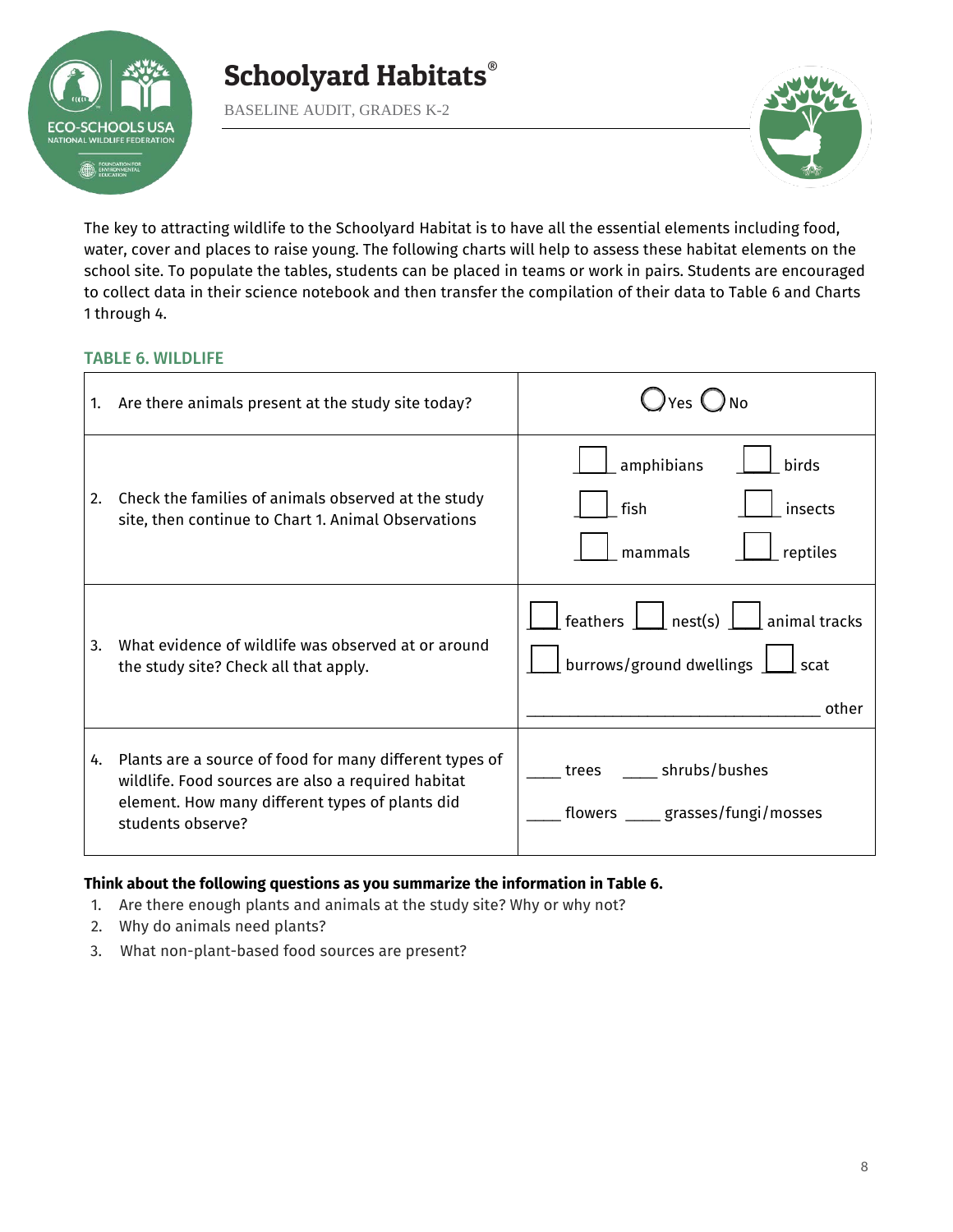The key to attracting wildlife to the Schoolyard Habitat is to have all the essential elements including food, water, cover and places to raise young. The following charts will help to assess these habitat elements on the school site. To populate the tables, students can be placed in teams or work in pairs. Students are encouraged to collect data in their science notebook and then transfer the compilation of their data to Table 6 and Charts 1 through 4.

### TABLE 6. WILDLIFE

| Question | Response |
|---|---|
| 1. Are there animals present at the study site today? | ◯ Yes ◯ No |
| 2. Check the families of animals observed at the study site, then continue to Chart 1. Animal Observations | ☐ amphibians ☐ birds<br>☐ fish ☐ insects<br>☐ mammals ☐ reptiles |
| 3. What evidence of wildlife was observed at or around the study site? Check all that apply. | ☐ feathers ☐ nest(s) ☐ animal tracks<br>☐ burrows/ground dwellings ☐ scat<br>____________________ other |
| 4. Plants are a source of food for many different types of wildlife. Food sources are also a required habitat element. How many different types of plants did students observe? | ____ trees ____ shrubs/bushes<br>____ flowers ____ grasses/fungi/mosses |

**Think about the following questions as you summarize the information in Table 6.**

1. Are there enough plants and animals at the study site? Why or why not?
2. Why do animals need plants?
3. What non-plant-based food sources are present?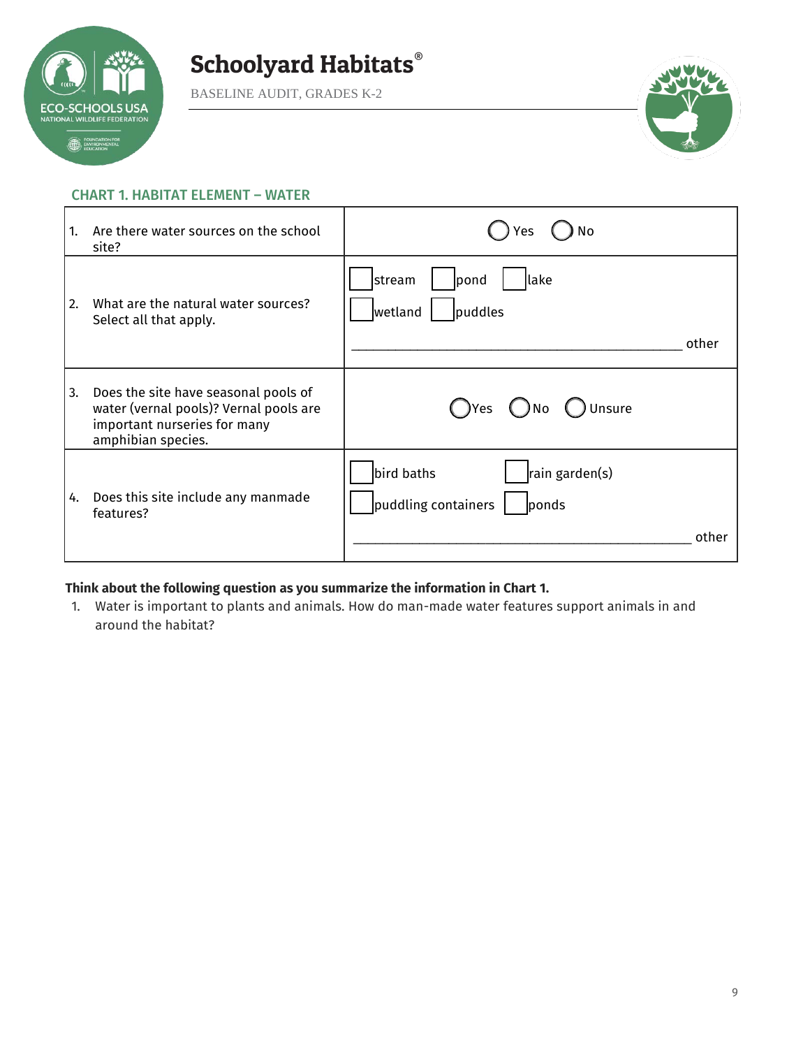# Schoolyard Habitats®

BASELINE AUDIT, GRADES K-2

## CHART 1. HABITAT ELEMENT – WATER

| | |
|---|---|
| 1. Are there water sources on the school site? | ◯ Yes ◯ No |
| 2. What are the natural water sources? Select all that apply. | ☐ stream ☐ pond ☐ lake<br>☐ wetland ☐ puddles<br>_______________ other |
| 3. Does the site have seasonal pools of water (vernal pools)? Vernal pools are important nurseries for many amphibian species. | ◯ Yes ◯ No ◯ Unsure |
| 4. Does this site include any manmade features? | ☐ bird baths ☐ rain garden(s)<br>☐ puddling containers ☐ ponds<br>_______________ other |

**Think about the following question as you summarize the information in Chart 1.**

1. Water is important to plants and animals. How do man-made water features support animals in and around the habitat?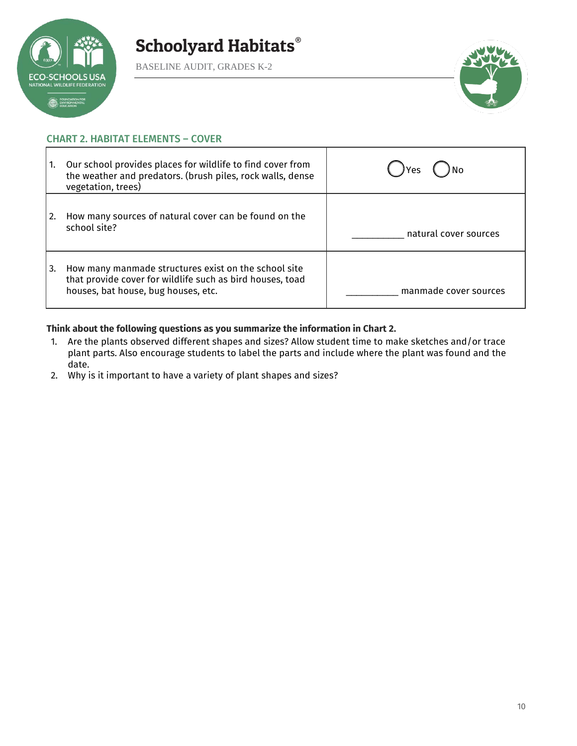## CHART 2. HABITAT ELEMENTS – COVER

| | |
|---|---|
| 1. Our school provides places for wildlife to find cover from the weather and predators. (brush piles, rock walls, dense vegetation, trees) | ◯ Yes ◯ No |
| 2. How many sources of natural cover can be found on the school site? | __________ natural cover sources |
| 3. How many manmade structures exist on the school site that provide cover for wildlife such as bird houses, toad houses, bat house, bug houses, etc. | __________ manmade cover sources |

**Think about the following questions as you summarize the information in Chart 2.**

1. Are the plants observed different shapes and sizes? Allow student time to make sketches and/or trace plant parts. Also encourage students to label the parts and include where the plant was found and the date.
2. Why is it important to have a variety of plant shapes and sizes?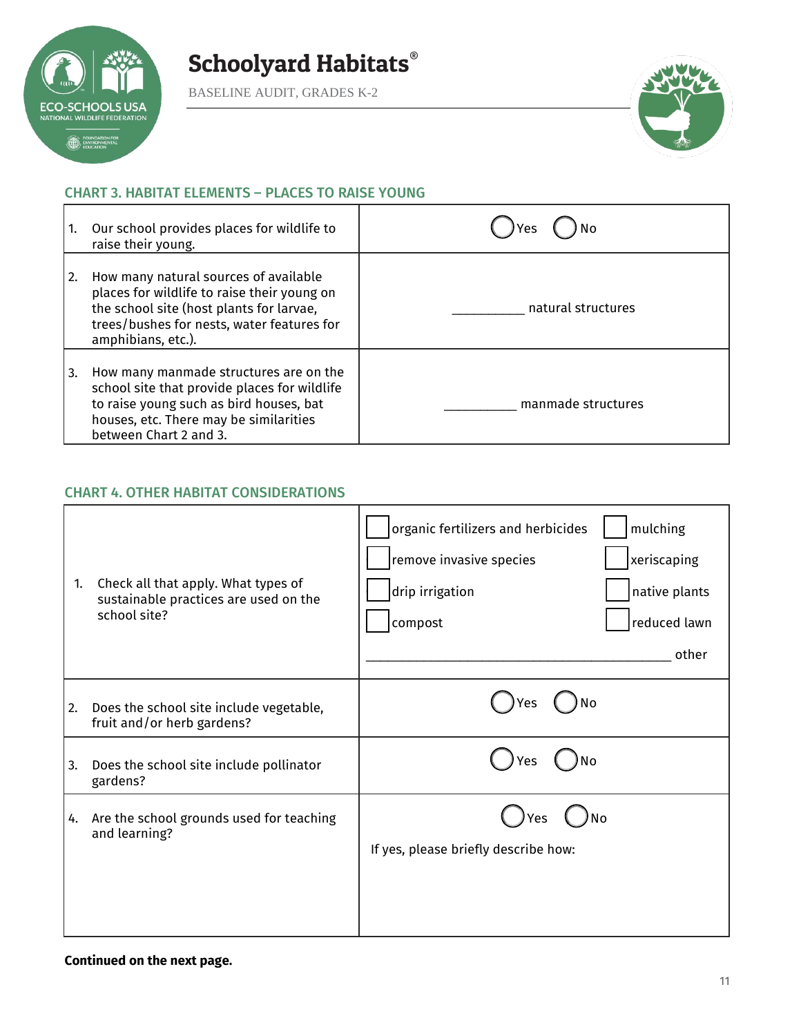## CHART 3. HABITAT ELEMENTS – PLACES TO RAISE YOUNG

| | |
|---|---|
| 1. Our school provides places for wildlife to raise their young. | ◯ Yes ◯ No |
| 2. How many natural sources of available places for wildlife to raise their young on the school site (host plants for larvae, trees/bushes for nests, water features for amphibians, etc.). | __________ natural structures |
| 3. How many manmade structures are on the school site that provide places for wildlife to raise young such as bird houses, bat houses, etc. There may be similarities between Chart 2 and 3. | __________ manmade structures |

## CHART 4. OTHER HABITAT CONSIDERATIONS

| | |
|---|---|
| 1. Check all that apply. What types of sustainable practices are used on the school site? | ☐ organic fertilizers and herbicides ☐ mulching<br>☐ remove invasive species ☐ xeriscaping<br>☐ drip irrigation ☐ native plants<br>☐ compost ☐ reduced lawn<br>__________________________________________ other |
| 2. Does the school site include vegetable, fruit and/or herb gardens? | ◯ Yes ◯ No |
| 3. Does the school site include pollinator gardens? | ◯ Yes ◯ No |
| 4. Are the school grounds used for teaching and learning? | ◯ Yes ◯ No<br>If yes, please briefly describe how: |

**Continued on the next page.**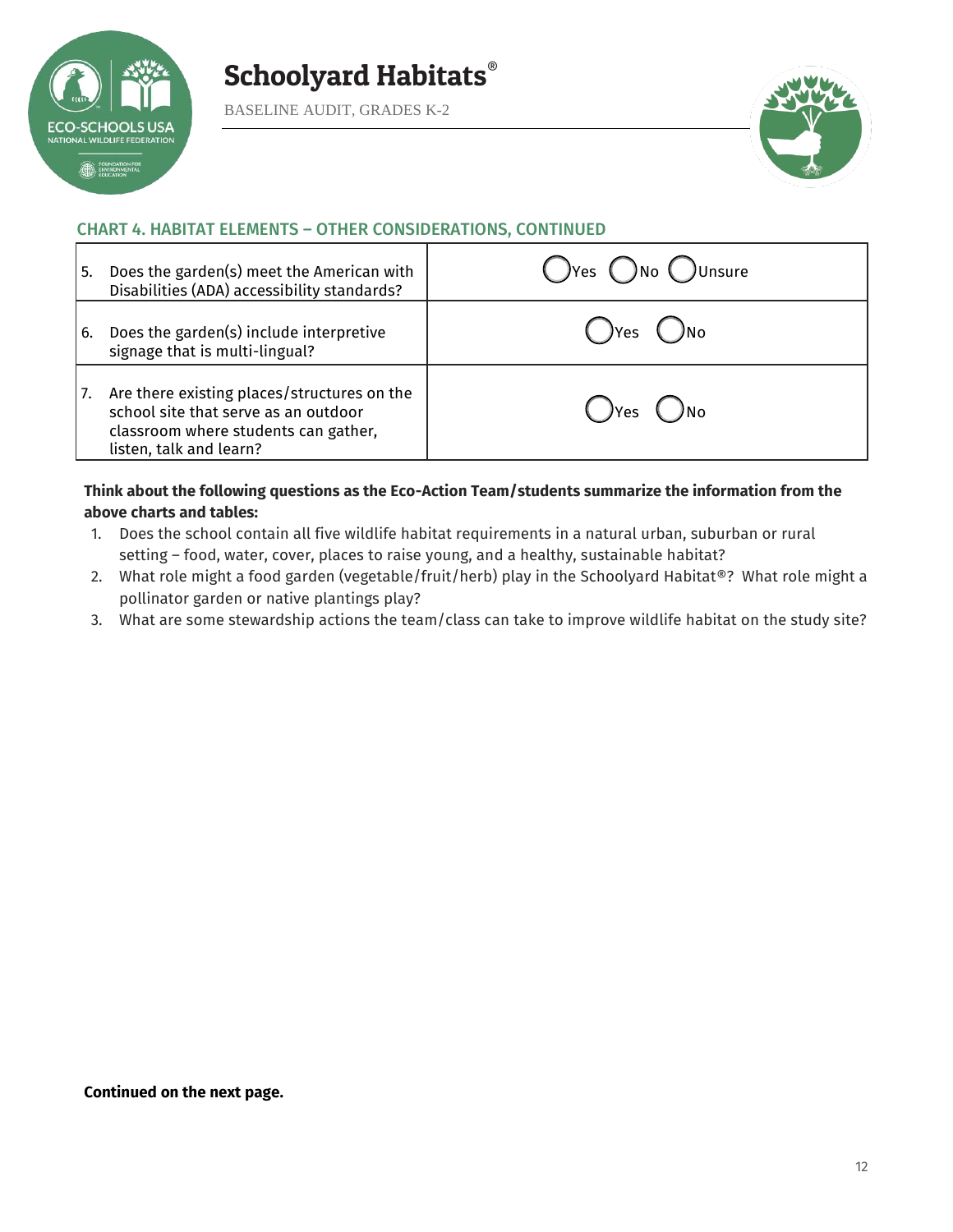## CHART 4. HABITAT ELEMENTS – OTHER CONSIDERATIONS, CONTINUED

| | |
|---|---|
| 5. Does the garden(s) meet the American with Disabilities (ADA) accessibility standards? | ◯Yes ◯No ◯Unsure |
| 6. Does the garden(s) include interpretive signage that is multi-lingual? | ◯Yes ◯No |
| 7. Are there existing places/structures on the school site that serve as an outdoor classroom where students can gather, listen, talk and learn? | ◯Yes ◯No |

**Think about the following questions as the Eco-Action Team/students summarize the information from the above charts and tables:**

1. Does the school contain all five wildlife habitat requirements in a natural urban, suburban or rural setting – food, water, cover, places to raise young, and a healthy, sustainable habitat?
2. What role might a food garden (vegetable/fruit/herb) play in the Schoolyard Habitat®? What role might a pollinator garden or native plantings play?
3. What are some stewardship actions the team/class can take to improve wildlife habitat on the study site?

**Continued on the next page.**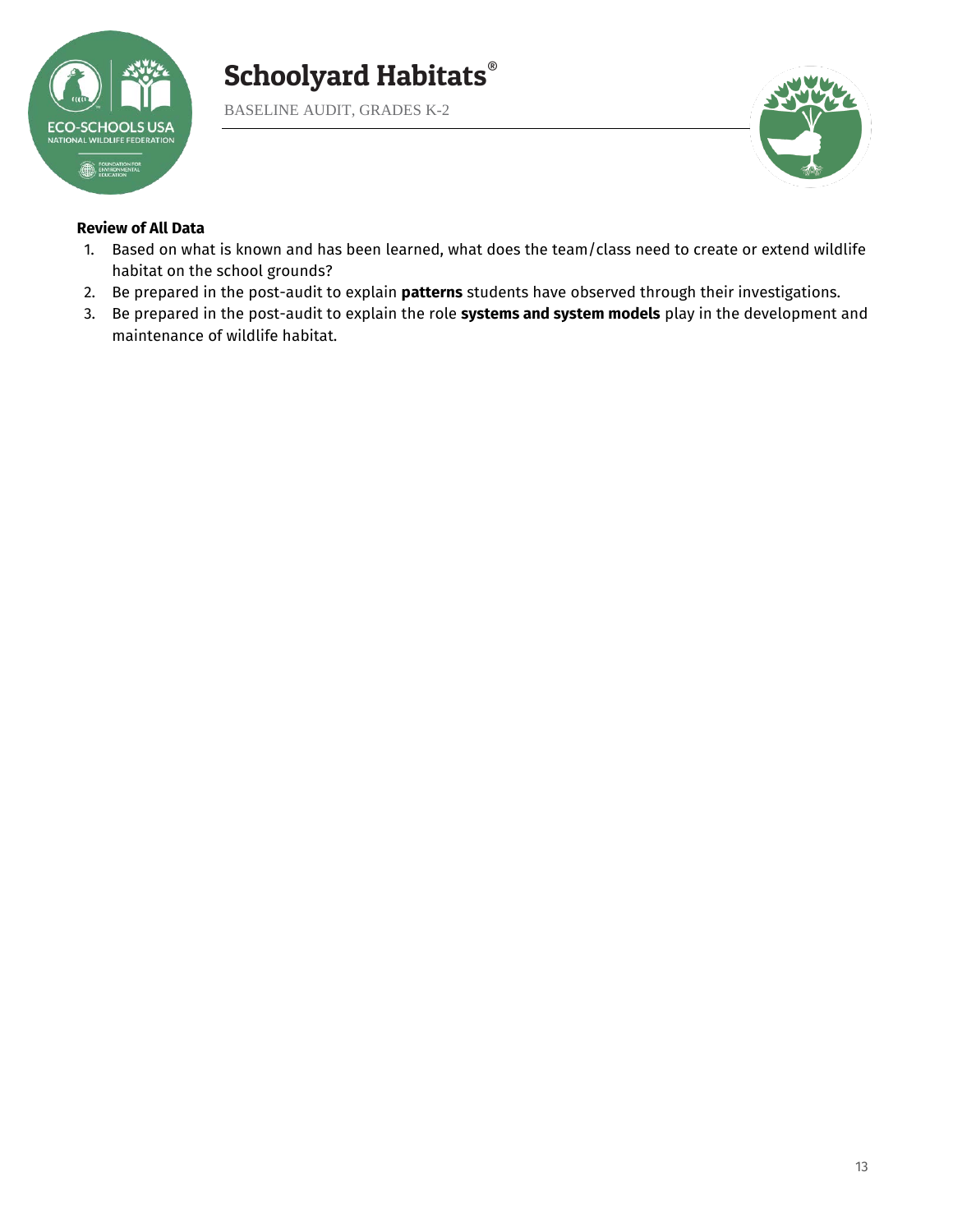**Review of All Data**

1. Based on what is known and has been learned, what does the team/class need to create or extend wildlife habitat on the school grounds?
2. Be prepared in the post-audit to explain **patterns** students have observed through their investigations.
3. Be prepared in the post-audit to explain the role **systems and system models** play in the development and maintenance of wildlife habitat.